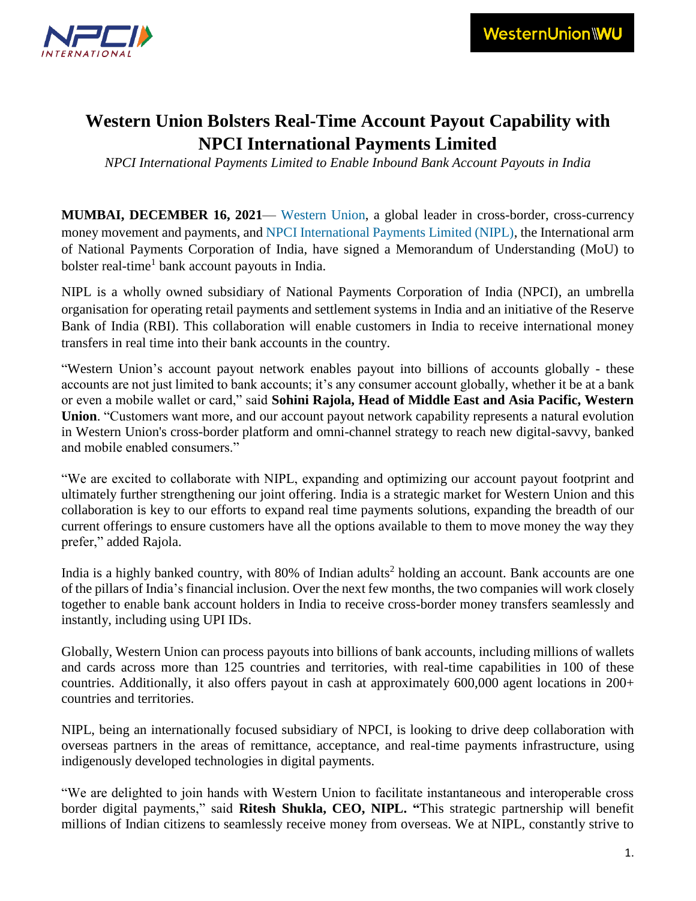# Western Union Bolsters Real-Time Account Payout Capability with NPCI International Payments Limited

*NPCI International Payments Limited to Enable Inbound Bank Account Payouts in India*

**MUMBAI, DECEMBER 16, 2021**— Western Union, a global leader in cross-border, cross-currency money movement and payments, and NPCI International Payments Limited (NIPL), the International arm of National Payments Corporation of India, have signed a Memorandum of Understanding (MoU) to bolster real-time[1] bank account payouts in India.

NIPL is a wholly owned subsidiary of National Payments Corporation of India (NPCI), an umbrella organisation for operating retail payments and settlement systems in India and an initiative of the Reserve Bank of India (RBI). This collaboration will enable customers in India to receive international money transfers in real time into their bank accounts in the country.

"Western Union's account payout network enables payout into billions of accounts globally - these accounts are not just limited to bank accounts; it's any consumer account globally, whether it be at a bank or even a mobile wallet or card," said **Sohini Rajola, Head of Middle East and Asia Pacific, Western Union**. "Customers want more, and our account payout network capability represents a natural evolution in Western Union's cross-border platform and omni-channel strategy to reach new digital-savvy, banked and mobile enabled consumers."

"We are excited to collaborate with NIPL, expanding and optimizing our account payout footprint and ultimately further strengthening our joint offering. India is a strategic market for Western Union and this collaboration is key to our efforts to expand real time payments solutions, expanding the breadth of our current offerings to ensure customers have all the options available to them to move money the way they prefer," added Rajola.

India is a highly banked country, with 80% of Indian adults[2] holding an account. Bank accounts are one of the pillars of India's financial inclusion. Over the next few months, the two companies will work closely together to enable bank account holders in India to receive cross-border money transfers seamlessly and instantly, including using UPI IDs.

Globally, Western Union can process payouts into billions of bank accounts, including millions of wallets and cards across more than 125 countries and territories, with real-time capabilities in 100 of these countries. Additionally, it also offers payout in cash at approximately 600,000 agent locations in 200+ countries and territories.

NIPL, being an internationally focused subsidiary of NPCI, is looking to drive deep collaboration with overseas partners in the areas of remittance, acceptance, and real-time payments infrastructure, using indigenously developed technologies in digital payments.

"We are delighted to join hands with Western Union to facilitate instantaneous and interoperable cross border digital payments," said **Ritesh Shukla, CEO, NIPL.** "This strategic partnership will benefit millions of Indian citizens to seamlessly receive money from overseas. We at NIPL, constantly strive to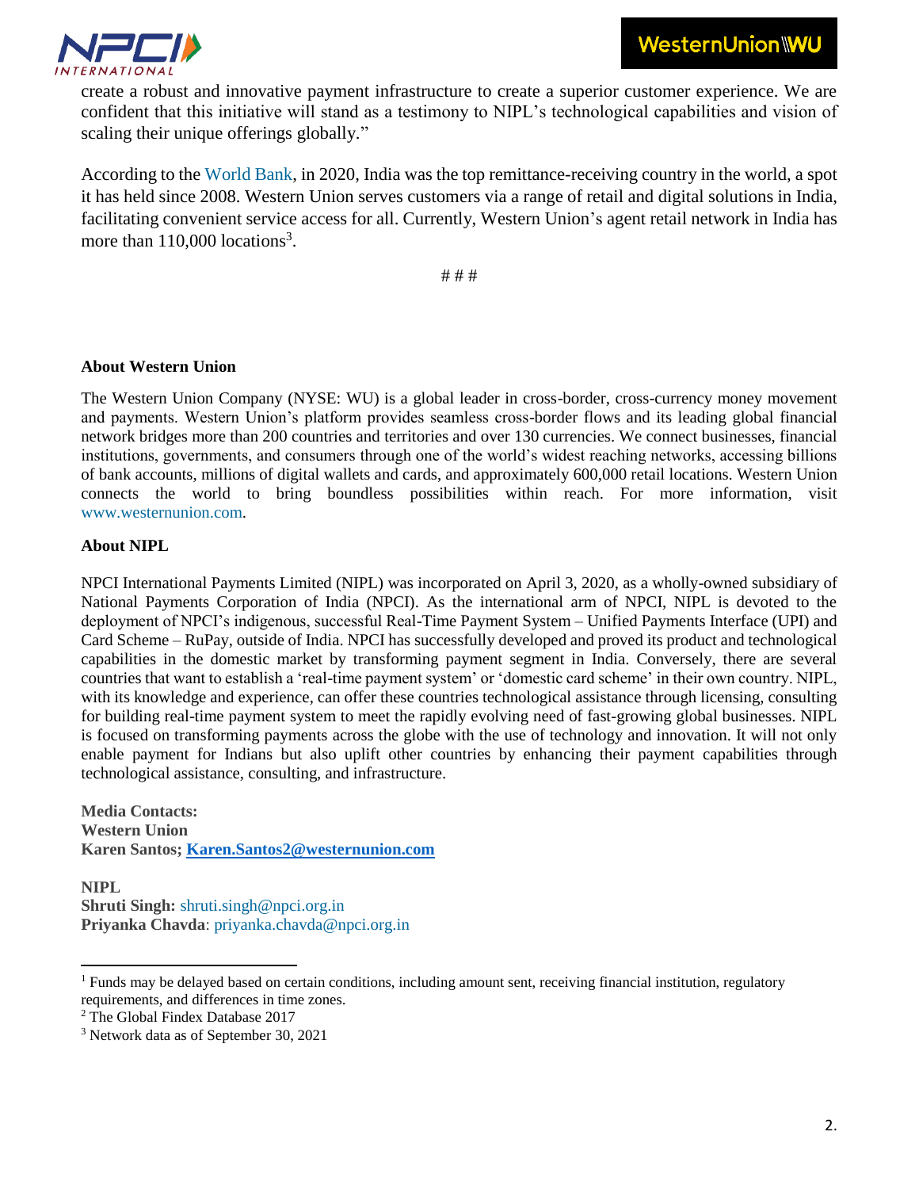create a robust and innovative payment infrastructure to create a superior customer experience. We are confident that this initiative will stand as a testimony to NIPL's technological capabilities and vision of scaling their unique offerings globally."

According to the World Bank, in 2020, India was the top remittance-receiving country in the world, a spot it has held since 2008. Western Union serves customers via a range of retail and digital solutions in India, facilitating convenient service access for all. Currently, Western Union's agent retail network in India has more than 110,000 locations[3].

# # #

**About Western Union**

The Western Union Company (NYSE: WU) is a global leader in cross-border, cross-currency money movement and payments. Western Union's platform provides seamless cross-border flows and its leading global financial network bridges more than 200 countries and territories and over 130 currencies. We connect businesses, financial institutions, governments, and consumers through one of the world's widest reaching networks, accessing billions of bank accounts, millions of digital wallets and cards, and approximately 600,000 retail locations. Western Union connects the world to bring boundless possibilities within reach. For more information, visit www.westernunion.com.

**About NIPL**

NPCI International Payments Limited (NIPL) was incorporated on April 3, 2020, as a wholly-owned subsidiary of National Payments Corporation of India (NPCI). As the international arm of NPCI, NIPL is devoted to the deployment of NPCI's indigenous, successful Real-Time Payment System – Unified Payments Interface (UPI) and Card Scheme – RuPay, outside of India. NPCI has successfully developed and proved its product and technological capabilities in the domestic market by transforming payment segment in India. Conversely, there are several countries that want to establish a 'real-time payment system' or 'domestic card scheme' in their own country. NIPL, with its knowledge and experience, can offer these countries technological assistance through licensing, consulting for building real-time payment system to meet the rapidly evolving need of fast-growing global businesses. NIPL is focused on transforming payments across the globe with the use of technology and innovation. It will not only enable payment for Indians but also uplift other countries by enhancing their payment capabilities through technological assistance, consulting, and infrastructure.

**Media Contacts:**
**Western Union**
**Karen Santos; Karen.Santos2@westernunion.com**

**NIPL**
**Shruti Singh:** shruti.singh@npci.org.in
**Priyanka Chavda**: priyanka.chavda@npci.org.in

---

[1] Funds may be delayed based on certain conditions, including amount sent, receiving financial institution, regulatory requirements, and differences in time zones.

[2] The Global Findex Database 2017

[3] Network data as of September 30, 2021